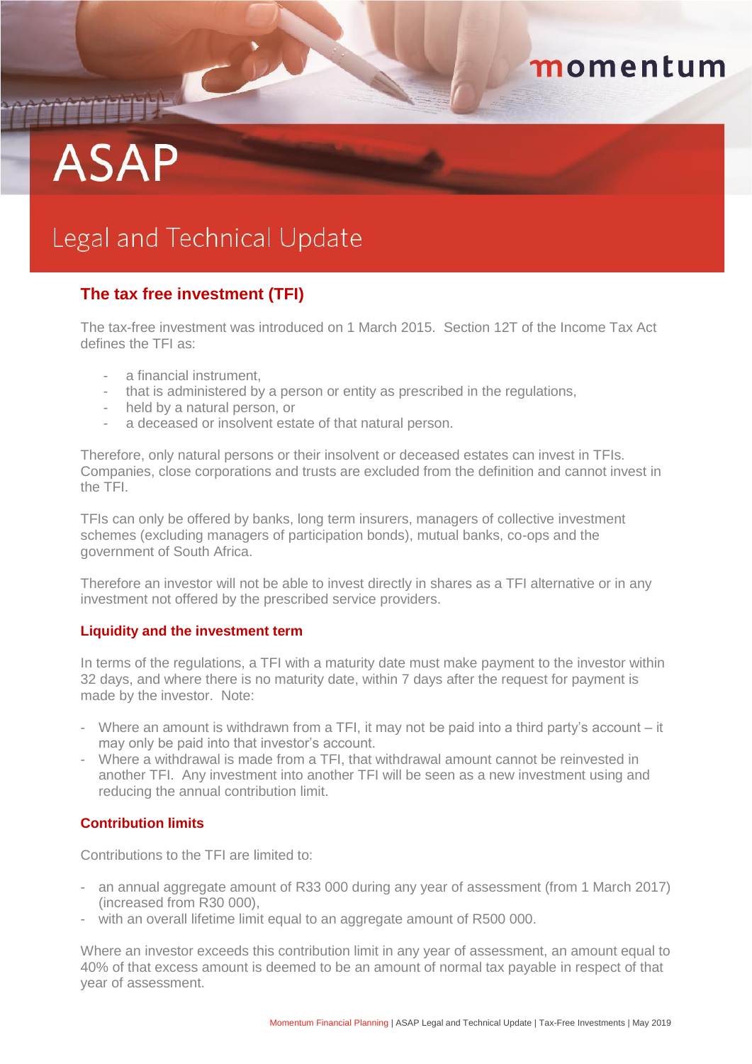momentum

# ASAP

## Legal and Technical Update

## The tax free investment (TFI)

The tax-free investment was introduced on 1 March 2015. Section 12T of the Income Tax Act defines the TFI as:

- a financial instrument,
- that is administered by a person or entity as prescribed in the regulations,
- held by a natural person, or
- a deceased or insolvent estate of that natural person.

Therefore, only natural persons or their insolvent or deceased estates can invest in TFIs. Companies, close corporations and trusts are excluded from the definition and cannot invest in the TFI.

TFIs can only be offered by banks, long term insurers, managers of collective investment schemes (excluding managers of participation bonds), mutual banks, co-ops and the government of South Africa.

Therefore an investor will not be able to invest directly in shares as a TFI alternative or in any investment not offered by the prescribed service providers.

### Liquidity and the investment term

In terms of the regulations, a TFI with a maturity date must make payment to the investor within 32 days, and where there is no maturity date, within 7 days after the request for payment is made by the investor. Note:

- Where an amount is withdrawn from a TFI, it may not be paid into a third party's account – it may only be paid into that investor's account.
- Where a withdrawal is made from a TFI, that withdrawal amount cannot be reinvested in another TFI. Any investment into another TFI will be seen as a new investment using and reducing the annual contribution limit.

### Contribution limits

Contributions to the TFI are limited to:

- an annual aggregate amount of R33 000 during any year of assessment (from 1 March 2017) (increased from R30 000),
- with an overall lifetime limit equal to an aggregate amount of R500 000.

Where an investor exceeds this contribution limit in any year of assessment, an amount equal to 40% of that excess amount is deemed to be an amount of normal tax payable in respect of that year of assessment.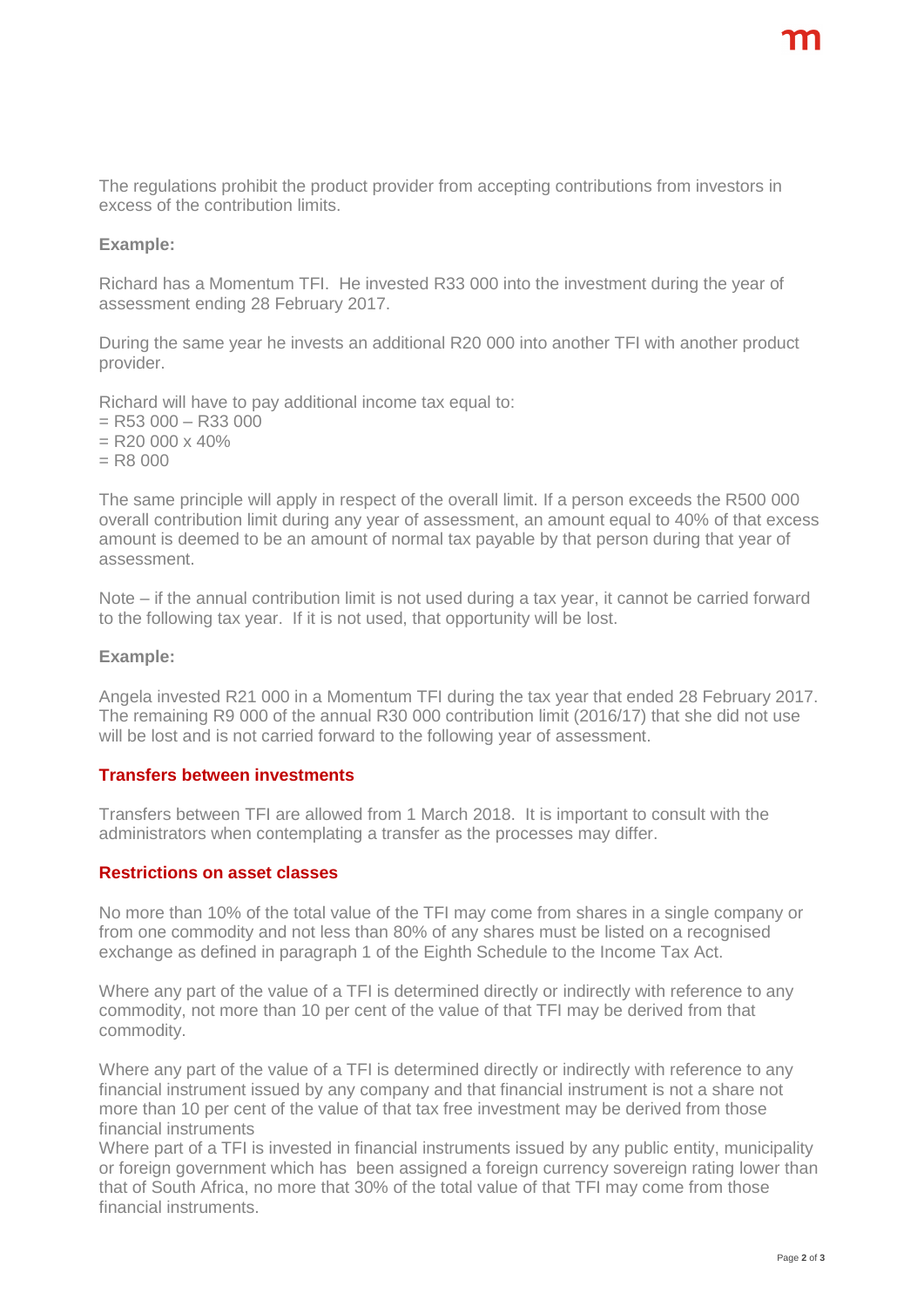The regulations prohibit the product provider from accepting contributions from investors in excess of the contribution limits.

**Example:**

Richard has a Momentum TFI. He invested R33 000 into the investment during the year of assessment ending 28 February 2017.

During the same year he invests an additional R20 000 into another TFI with another product provider.

Richard will have to pay additional income tax equal to:
= R53 000 – R33 000
= R20 000 x 40%
= R8 000

The same principle will apply in respect of the overall limit. If a person exceeds the R500 000 overall contribution limit during any year of assessment, an amount equal to 40% of that excess amount is deemed to be an amount of normal tax payable by that person during that year of assessment.

Note – if the annual contribution limit is not used during a tax year, it cannot be carried forward to the following tax year. If it is not used, that opportunity will be lost.

**Example:**

Angela invested R21 000 in a Momentum TFI during the tax year that ended 28 February 2017. The remaining R9 000 of the annual R30 000 contribution limit (2016/17) that she did not use will be lost and is not carried forward to the following year of assessment.

## Transfers between investments

Transfers between TFI are allowed from 1 March 2018. It is important to consult with the administrators when contemplating a transfer as the processes may differ.

## Restrictions on asset classes

No more than 10% of the total value of the TFI may come from shares in a single company or from one commodity and not less than 80% of any shares must be listed on a recognised exchange as defined in paragraph 1 of the Eighth Schedule to the Income Tax Act.

Where any part of the value of a TFI is determined directly or indirectly with reference to any commodity, not more than 10 per cent of the value of that TFI may be derived from that commodity.

Where any part of the value of a TFI is determined directly or indirectly with reference to any financial instrument issued by any company and that financial instrument is not a share not more than 10 per cent of the value of that tax free investment may be derived from those financial instruments
Where part of a TFI is invested in financial instruments issued by any public entity, municipality or foreign government which has been assigned a foreign currency sovereign rating lower than that of South Africa, no more that 30% of the total value of that TFI may come from those financial instruments.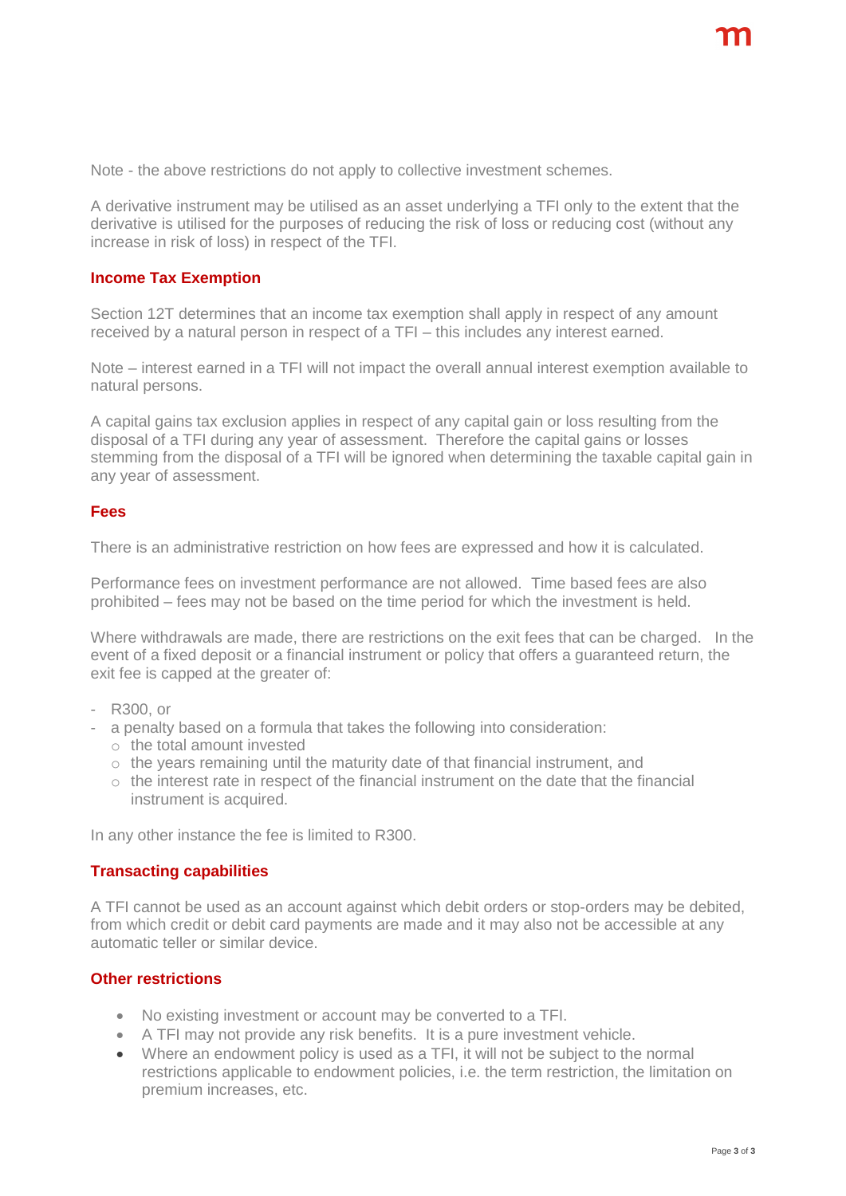Note - the above restrictions do not apply to collective investment schemes.

A derivative instrument may be utilised as an asset underlying a TFI only to the extent that the derivative is utilised for the purposes of reducing the risk of loss or reducing cost (without any increase in risk of loss) in respect of the TFI.

### Income Tax Exemption

Section 12T determines that an income tax exemption shall apply in respect of any amount received by a natural person in respect of a TFI – this includes any interest earned.

Note – interest earned in a TFI will not impact the overall annual interest exemption available to natural persons.

A capital gains tax exclusion applies in respect of any capital gain or loss resulting from the disposal of a TFI during any year of assessment. Therefore the capital gains or losses stemming from the disposal of a TFI will be ignored when determining the taxable capital gain in any year of assessment.

### Fees

There is an administrative restriction on how fees are expressed and how it is calculated.

Performance fees on investment performance are not allowed. Time based fees are also prohibited – fees may not be based on the time period for which the investment is held.

Where withdrawals are made, there are restrictions on the exit fees that can be charged. In the event of a fixed deposit or a financial instrument or policy that offers a guaranteed return, the exit fee is capped at the greater of:

- R300, or
- a penalty based on a formula that takes the following into consideration:
  - the total amount invested
  - the years remaining until the maturity date of that financial instrument, and
  - the interest rate in respect of the financial instrument on the date that the financial instrument is acquired.

In any other instance the fee is limited to R300.

### Transacting capabilities

A TFI cannot be used as an account against which debit orders or stop-orders may be debited, from which credit or debit card payments are made and it may also not be accessible at any automatic teller or similar device.

### Other restrictions

- No existing investment or account may be converted to a TFI.
- A TFI may not provide any risk benefits. It is a pure investment vehicle.
- Where an endowment policy is used as a TFI, it will not be subject to the normal restrictions applicable to endowment policies, i.e. the term restriction, the limitation on premium increases, etc.